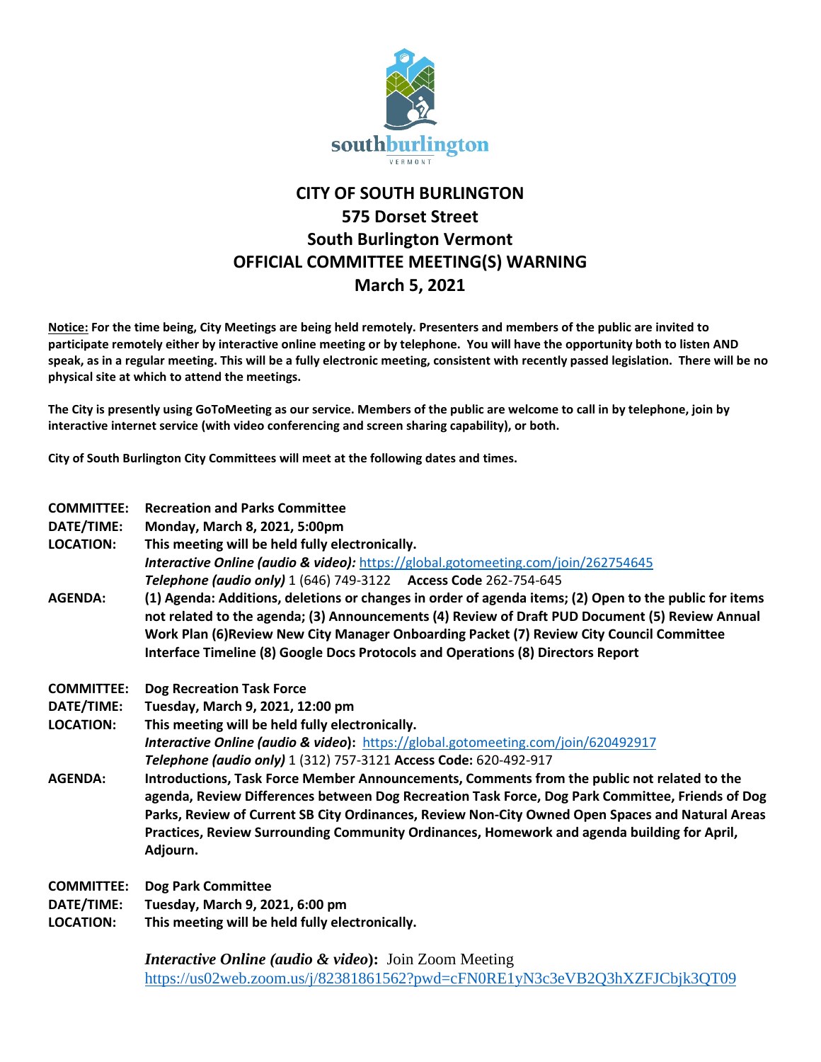# CITY OF SOUTH BURLINGTON
## 575 Dorset Street
## South Burlington Vermont
## OFFICIAL COMMITTEE MEETING(S) WARNING
## March 5, 2021

**Notice: For the time being, City Meetings are being held remotely. Presenters and members of the public are invited to participate remotely either by interactive online meeting or by telephone. You will have the opportunity both to listen AND speak, as in a regular meeting. This will be a fully electronic meeting, consistent with recently passed legislation. There will be no physical site at which to attend the meetings.**

**The City is presently using GoToMeeting as our service. Members of the public are welcome to call in by telephone, join by interactive internet service (with video conferencing and screen sharing capability), or both.**

**City of South Burlington City Committees will meet at the following dates and times.**

**COMMITTEE:** **Recreation and Parks Committee**
**DATE/TIME:** **Monday, March 8, 2021, 5:00pm**
**LOCATION:** **This meeting will be held fully electronically.**
***Interactive Online (audio & video):*** https://global.gotomeeting.com/join/262754645
***Telephone (audio only)*** 1 (646) 749-3122 **Access Code** 262-754-645
**AGENDA:** **(1) Agenda: Additions, deletions or changes in order of agenda items; (2) Open to the public for items not related to the agenda; (3) Announcements (4) Review of Draft PUD Document (5) Review Annual Work Plan (6)Review New City Manager Onboarding Packet (7) Review City Council Committee Interface Timeline (8) Google Docs Protocols and Operations (8) Directors Report**

**COMMITTEE:** **Dog Recreation Task Force**
**DATE/TIME:** **Tuesday, March 9, 2021, 12:00 pm**
**LOCATION:** **This meeting will be held fully electronically.**
***Interactive Online (audio & video)*****:** https://global.gotomeeting.com/join/620492917
***Telephone (audio only)*** 1 (312) 757-3121 **Access Code:** 620-492-917
**AGENDA:** **Introductions, Task Force Member Announcements, Comments from the public not related to the agenda, Review Differences between Dog Recreation Task Force, Dog Park Committee, Friends of Dog Parks, Review of Current SB City Ordinances, Review Non-City Owned Open Spaces and Natural Areas Practices, Review Surrounding Community Ordinances, Homework and agenda building for April, Adjourn.**

**COMMITTEE:** **Dog Park Committee**
**DATE/TIME:** **Tuesday, March 9, 2021, 6:00 pm**
**LOCATION:** **This meeting will be held fully electronically.**

***Interactive Online (audio & video)*****:** Join Zoom Meeting
https://us02web.zoom.us/j/82381861562?pwd=cFN0RE1yN3c3eVB2Q3hXZFJCbjk3QT09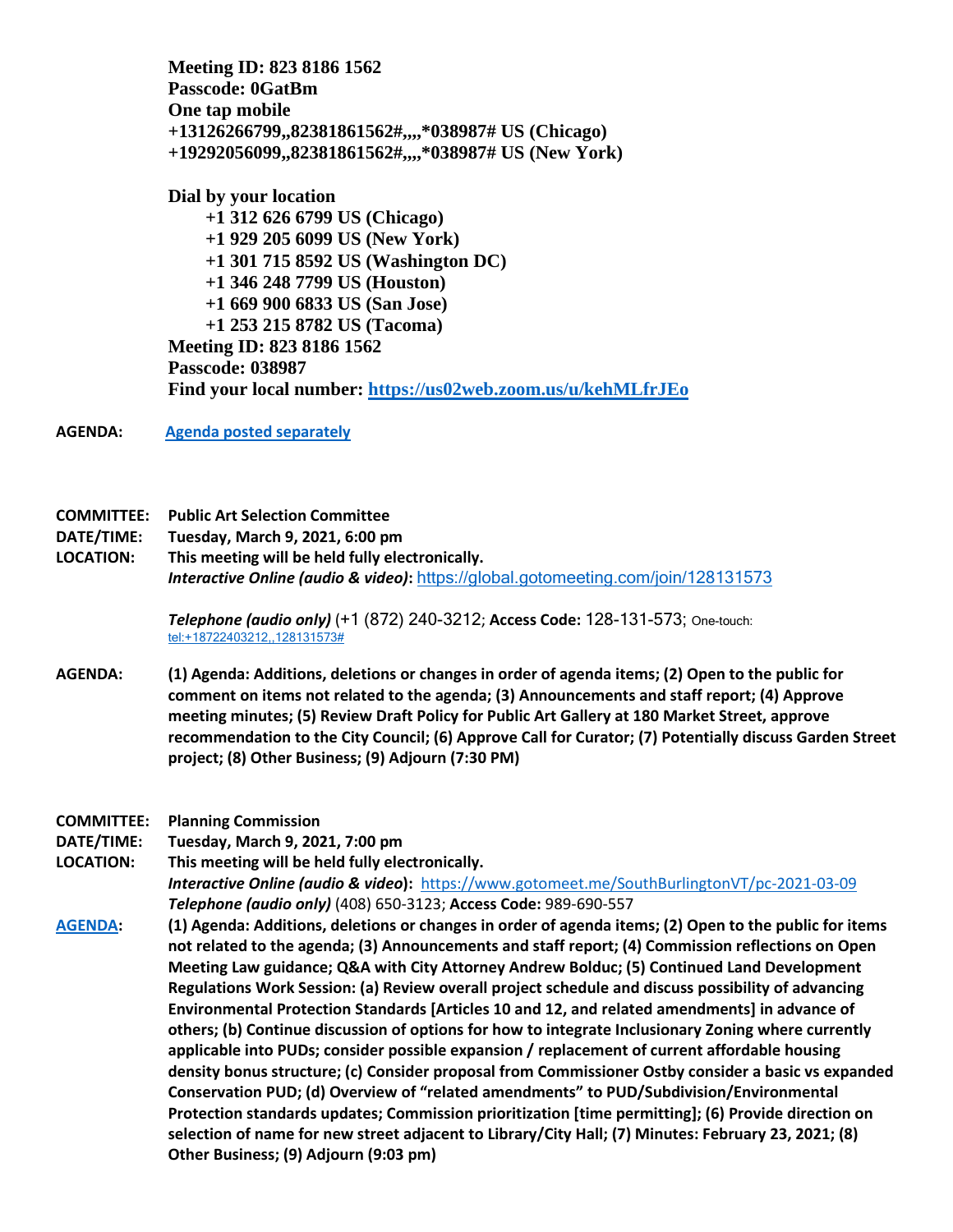**Meeting ID: 823 8186 1562**
**Passcode: 0GatBm**
**One tap mobile**
**+13126266799,,82381861562#,,,,*038987# US (Chicago)**
**+19292056099,,82381861562#,,,,*038987# US (New York)**

**Dial by your location**
**+1 312 626 6799 US (Chicago)**
**+1 929 205 6099 US (New York)**
**+1 301 715 8592 US (Washington DC)**
**+1 346 248 7799 US (Houston)**
**+1 669 900 6833 US (San Jose)**
**+1 253 215 8782 US (Tacoma)**
**Meeting ID: 823 8186 1562**
**Passcode: 038987**
**Find your local number: https://us02web.zoom.us/u/kehMLfrJEo**

**AGENDA:** **Agenda posted separately**

**COMMITTEE:** **Public Art Selection Committee**
**DATE/TIME:** **Tuesday, March 9, 2021, 6:00 pm**
**LOCATION:** **This meeting will be held fully electronically.**
***Interactive Online (audio & video)*:** https://global.gotomeeting.com/join/128131573

***Telephone (audio only)*** (+1 (872) 240-3212; **Access Code:** 128-131-573; One-touch: tel:+18722403212,,128131573#

**AGENDA:** **(1) Agenda: Additions, deletions or changes in order of agenda items; (2) Open to the public for comment on items not related to the agenda; (3) Announcements and staff report; (4) Approve meeting minutes; (5) Review Draft Policy for Public Art Gallery at 180 Market Street, approve recommendation to the City Council; (6) Approve Call for Curator; (7) Potentially discuss Garden Street project; (8) Other Business; (9) Adjourn (7:30 PM)**

**COMMITTEE:** **Planning Commission**
**DATE/TIME:** **Tuesday, March 9, 2021, 7:00 pm**
**LOCATION:** **This meeting will be held fully electronically.**
***Interactive Online (audio & video)*:** https://www.gotomeet.me/SouthBurlingtonVT/pc-2021-03-09
***Telephone (audio only)*** (408) 650-3123; **Access Code:** 989-690-557

**AGENDA:** **(1) Agenda: Additions, deletions or changes in order of agenda items; (2) Open to the public for items not related to the agenda; (3) Announcements and staff report; (4) Commission reflections on Open Meeting Law guidance; Q&A with City Attorney Andrew Bolduc; (5) Continued Land Development Regulations Work Session: (a) Review overall project schedule and discuss possibility of advancing Environmental Protection Standards [Articles 10 and 12, and related amendments] in advance of others; (b) Continue discussion of options for how to integrate Inclusionary Zoning where currently applicable into PUDs; consider possible expansion / replacement of current affordable housing density bonus structure; (c) Consider proposal from Commissioner Ostby consider a basic vs expanded Conservation PUD; (d) Overview of "related amendments" to PUD/Subdivision/Environmental Protection standards updates; Commission prioritization [time permitting]; (6) Provide direction on selection of name for new street adjacent to Library/City Hall; (7) Minutes: February 23, 2021; (8) Other Business; (9) Adjourn (9:03 pm)**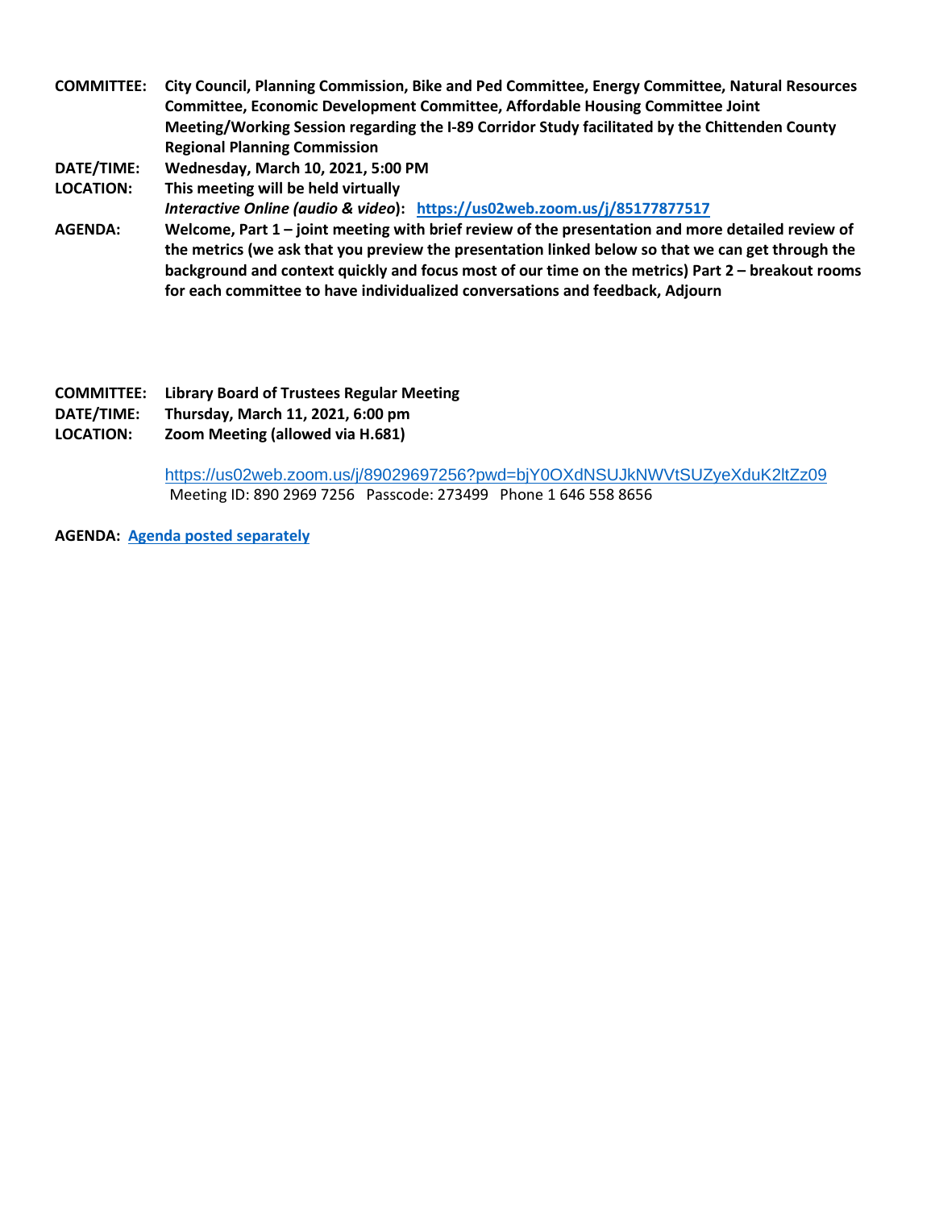**COMMITTEE:** **City Council, Planning Commission, Bike and Ped Committee, Energy Committee, Natural Resources Committee, Economic Development Committee, Affordable Housing Committee Joint Meeting/Working Session regarding the I-89 Corridor Study facilitated by the Chittenden County Regional Planning Commission**

**DATE/TIME:** **Wednesday, March 10, 2021, 5:00 PM**

**LOCATION:** **This meeting will be held virtually**

***Interactive Online (audio & video)*****:** **https://us02web.zoom.us/j/85177877517**

**AGENDA:** **Welcome, Part 1 – joint meeting with brief review of the presentation and more detailed review of the metrics (we ask that you preview the presentation linked below so that we can get through the background and context quickly and focus most of our time on the metrics) Part 2 – breakout rooms for each committee to have individualized conversations and feedback, Adjourn**

**COMMITTEE:** **Library Board of Trustees Regular Meeting**

**DATE/TIME:** **Thursday, March 11, 2021, 6:00 pm**

**LOCATION:** **Zoom Meeting (allowed via H.681)**

https://us02web.zoom.us/j/89029697256?pwd=bjY0OXdNSUJkNWVtSUZyeXduK2ltZz09

Meeting ID: 890 2969 7256 Passcode: 273499 Phone 1 646 558 8656

**AGENDA:** **Agenda posted separately**